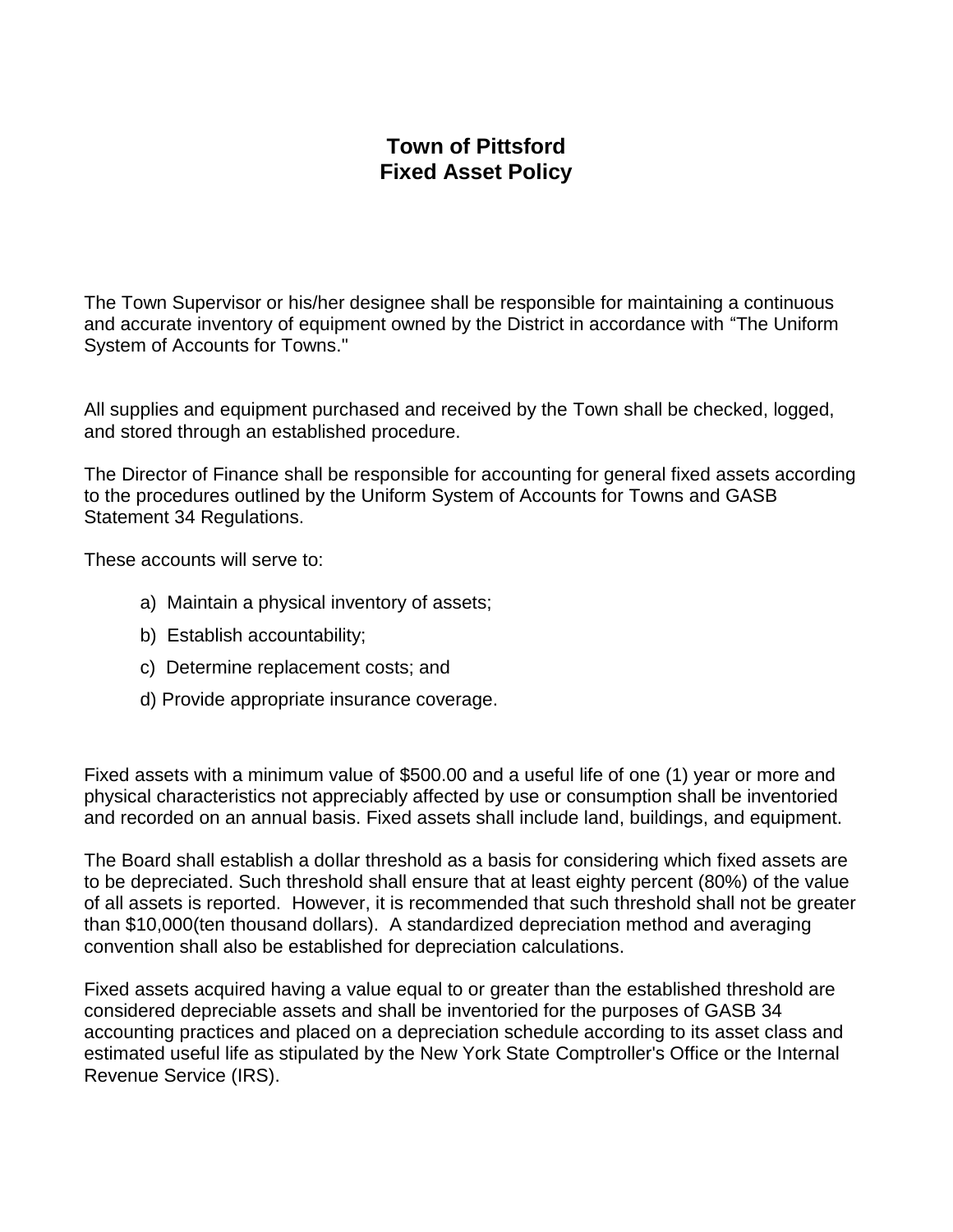# Town of Pittsford
# Fixed Asset Policy

The Town Supervisor or his/her designee shall be responsible for maintaining a continuous and accurate inventory of equipment owned by the District in accordance with "The Uniform System of Accounts for Towns."

All supplies and equipment purchased and received by the Town shall be checked, logged, and stored through an established procedure.

The Director of Finance shall be responsible for accounting for general fixed assets according to the procedures outlined by the Uniform System of Accounts for Towns and GASB Statement 34 Regulations.

These accounts will serve to:

a) Maintain a physical inventory of assets;

b) Establish accountability;

c) Determine replacement costs; and

d) Provide appropriate insurance coverage.

Fixed assets with a minimum value of $500.00 and a useful life of one (1) year or more and physical characteristics not appreciably affected by use or consumption shall be inventoried and recorded on an annual basis. Fixed assets shall include land, buildings, and equipment.

The Board shall establish a dollar threshold as a basis for considering which fixed assets are to be depreciated. Such threshold shall ensure that at least eighty percent (80%) of the value of all assets is reported. However, it is recommended that such threshold shall not be greater than $10,000(ten thousand dollars). A standardized depreciation method and averaging convention shall also be established for depreciation calculations.

Fixed assets acquired having a value equal to or greater than the established threshold are considered depreciable assets and shall be inventoried for the purposes of GASB 34 accounting practices and placed on a depreciation schedule according to its asset class and estimated useful life as stipulated by the New York State Comptroller's Office or the Internal Revenue Service (IRS).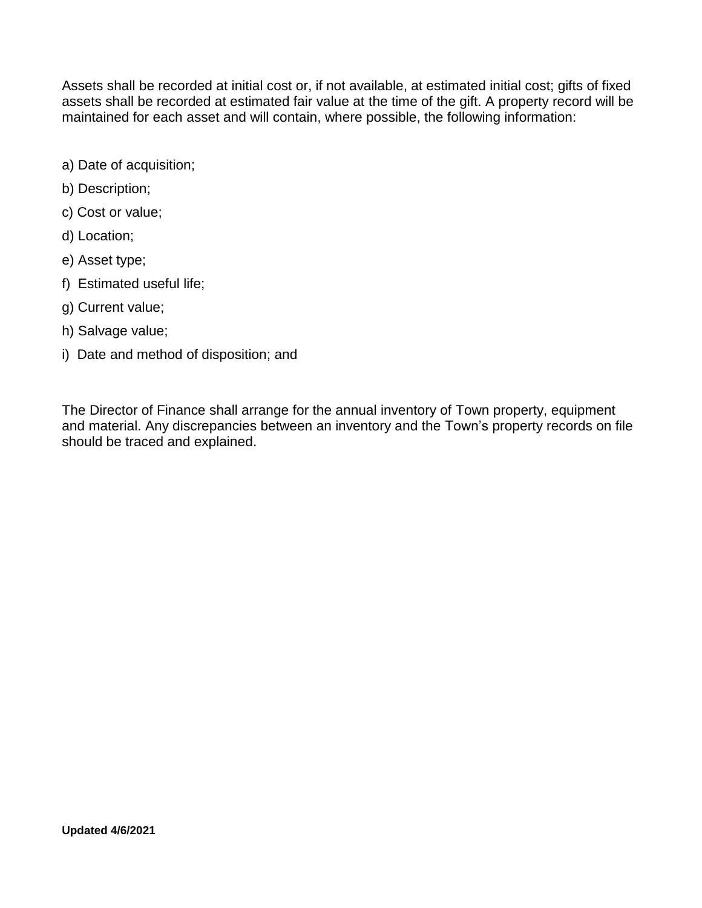Assets shall be recorded at initial cost or, if not available, at estimated initial cost; gifts of fixed assets shall be recorded at estimated fair value at the time of the gift. A property record will be maintained for each asset and will contain, where possible, the following information:

a) Date of acquisition;

b) Description;

c) Cost or value;

d) Location;

e) Asset type;

f) Estimated useful life;

g) Current value;

h) Salvage value;

i) Date and method of disposition; and

The Director of Finance shall arrange for the annual inventory of Town property, equipment and material. Any discrepancies between an inventory and the Town's property records on file should be traced and explained.

**Updated 4/6/2021**